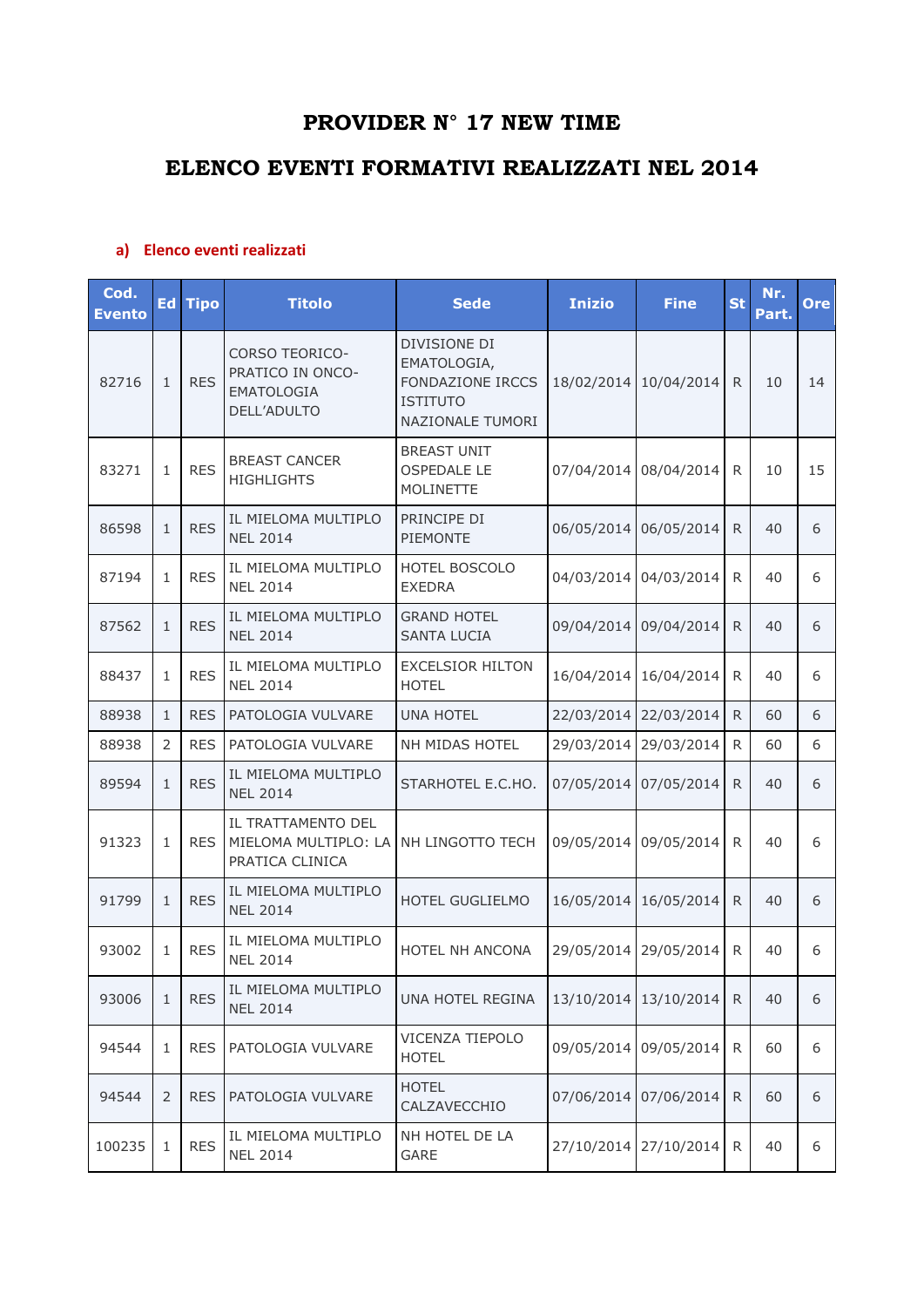# PROVIDER N° 17 NEW TIME

# ELENCO EVENTI FORMATIVI REALIZZATI NEL 2014

### a) Elenco eventi realizzati

| Cod. Evento | Ed | Tipo | Titolo | Sede | Inizio | Fine | St | Nr. Part. | Ore |
|---|---|---|---|---|---|---|---|---|---|
| 82716 | 1 | RES | CORSO TEORICO-PRATICO IN ONCO-EMATOLOGIA DELL'ADULTO | DIVISIONE DI EMATOLOGIA, FONDAZIONE IRCCS ISTITUTO NAZIONALE TUMORI | 18/02/2014 | 10/04/2014 | R | 10 | 14 |
| 83271 | 1 | RES | BREAST CANCER HIGHLIGHTS | BREAST UNIT OSPEDALE LE MOLINETTE | 07/04/2014 | 08/04/2014 | R | 10 | 15 |
| 86598 | 1 | RES | IL MIELOMA MULTIPLO NEL 2014 | PRINCIPE DI PIEMONTE | 06/05/2014 | 06/05/2014 | R | 40 | 6 |
| 87194 | 1 | RES | IL MIELOMA MULTIPLO NEL 2014 | HOTEL BOSCOLO EXEDRA | 04/03/2014 | 04/03/2014 | R | 40 | 6 |
| 87562 | 1 | RES | IL MIELOMA MULTIPLO NEL 2014 | GRAND HOTEL SANTA LUCIA | 09/04/2014 | 09/04/2014 | R | 40 | 6 |
| 88437 | 1 | RES | IL MIELOMA MULTIPLO NEL 2014 | EXCELSIOR HILTON HOTEL | 16/04/2014 | 16/04/2014 | R | 40 | 6 |
| 88938 | 1 | RES | PATOLOGIA VULVARE | UNA HOTEL | 22/03/2014 | 22/03/2014 | R | 60 | 6 |
| 88938 | 2 | RES | PATOLOGIA VULVARE | NH MIDAS HOTEL | 29/03/2014 | 29/03/2014 | R | 60 | 6 |
| 89594 | 1 | RES | IL MIELOMA MULTIPLO NEL 2014 | STARHOTEL E.C.HO. | 07/05/2014 | 07/05/2014 | R | 40 | 6 |
| 91323 | 1 | RES | IL TRATTAMENTO DEL MIELOMA MULTIPLO: LA PRATICA CLINICA | NH LINGOTTO TECH | 09/05/2014 | 09/05/2014 | R | 40 | 6 |
| 91799 | 1 | RES | IL MIELOMA MULTIPLO NEL 2014 | HOTEL GUGLIELMO | 16/05/2014 | 16/05/2014 | R | 40 | 6 |
| 93002 | 1 | RES | IL MIELOMA MULTIPLO NEL 2014 | HOTEL NH ANCONA | 29/05/2014 | 29/05/2014 | R | 40 | 6 |
| 93006 | 1 | RES | IL MIELOMA MULTIPLO NEL 2014 | UNA HOTEL REGINA | 13/10/2014 | 13/10/2014 | R | 40 | 6 |
| 94544 | 1 | RES | PATOLOGIA VULVARE | VICENZA TIEPOLO HOTEL | 09/05/2014 | 09/05/2014 | R | 60 | 6 |
| 94544 | 2 | RES | PATOLOGIA VULVARE | HOTEL CALZAVECCHIO | 07/06/2014 | 07/06/2014 | R | 60 | 6 |
| 100235 | 1 | RES | IL MIELOMA MULTIPLO NEL 2014 | NH HOTEL DE LA GARE | 27/10/2014 | 27/10/2014 | R | 40 | 6 |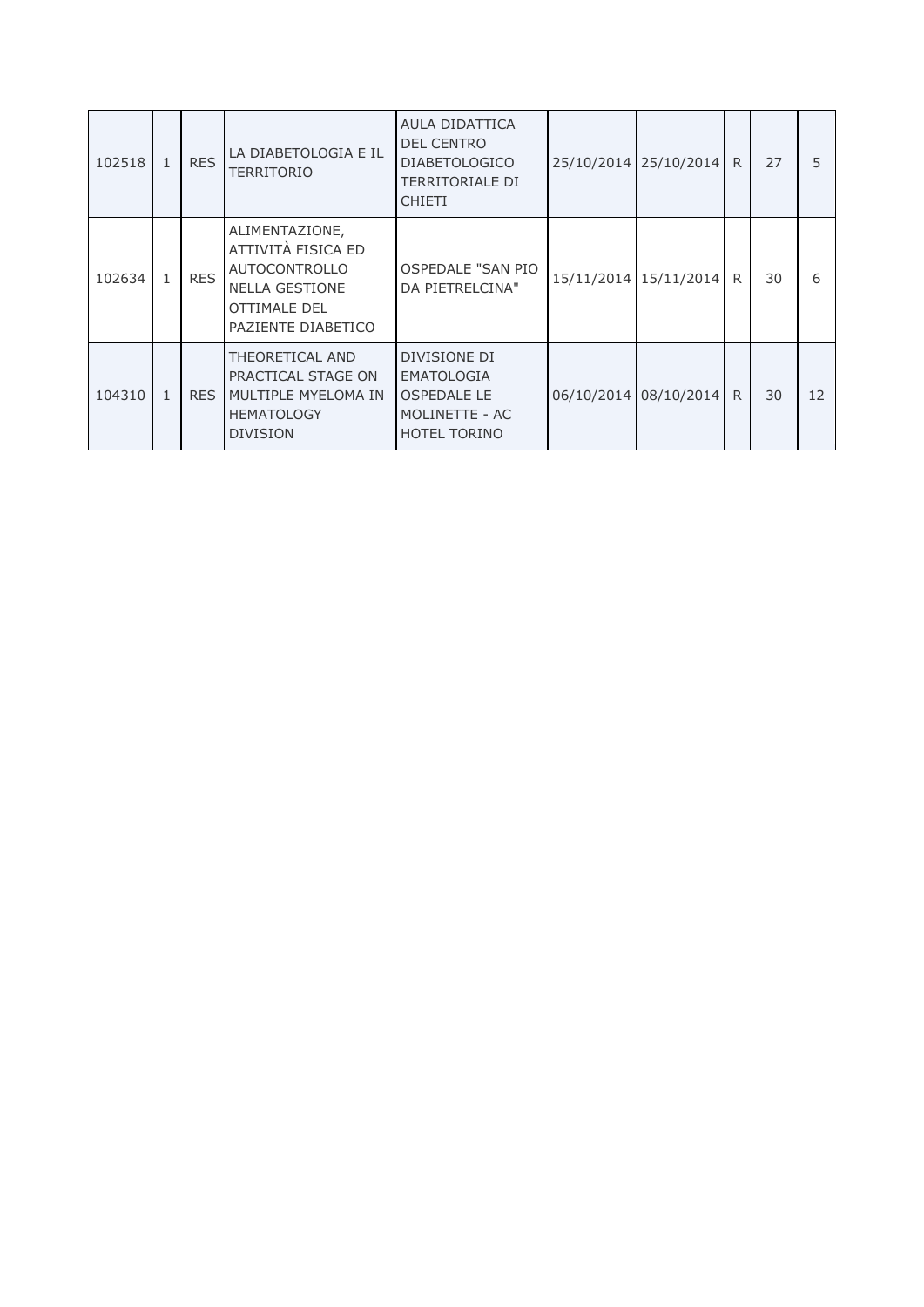| | | | | | | | | | |
|---|---|---|---|---|---|---|---|---|---|
| 102518 | 1 | RES | LA DIABETOLOGIA E IL TERRITORIO | AULA DIDATTICA DEL CENTRO DIABETOLOGICO TERRITORIALE DI CHIETI | 25/10/2014 | 25/10/2014 | R | 27 | 5 |
| 102634 | 1 | RES | ALIMENTAZIONE, ATTIVITÀ FISICA ED AUTOCONTROLLO NELLA GESTIONE OTTIMALE DEL PAZIENTE DIABETICO | OSPEDALE "SAN PIO DA PIETRELCINA" | 15/11/2014 | 15/11/2014 | R | 30 | 6 |
| 104310 | 1 | RES | THEORETICAL AND PRACTICAL STAGE ON MULTIPLE MYELOMA IN HEMATOLOGY DIVISION | DIVISIONE DI EMATOLOGIA OSPEDALE LE MOLINETTE - AC HOTEL TORINO | 06/10/2014 | 08/10/2014 | R | 30 | 12 |